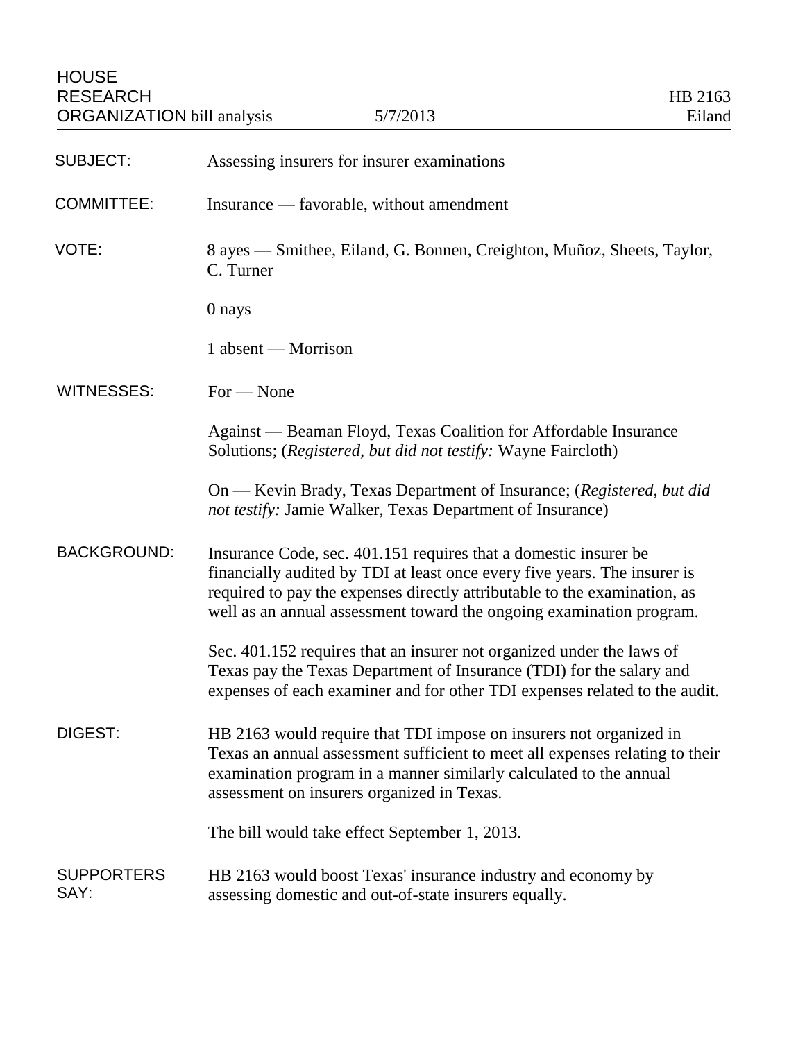HOUSE RESEARCH ORGANIZATION bill analysis — 5/7/2013 — HB 2163 Eiland

**SUBJECT:** Assessing insurers for insurer examinations

**COMMITTEE:** Insurance — favorable, without amendment

**VOTE:** 8 ayes — Smithee, Eiland, G. Bonnen, Creighton, Muñoz, Sheets, Taylor, C. Turner

0 nays

1 absent — Morrison

**WITNESSES:** For — None

Against — Beaman Floyd, Texas Coalition for Affordable Insurance Solutions; (*Registered, but did not testify:* Wayne Faircloth)

On — Kevin Brady, Texas Department of Insurance; (*Registered, but did not testify:* Jamie Walker, Texas Department of Insurance)

**BACKGROUND:** Insurance Code, sec. 401.151 requires that a domestic insurer be financially audited by TDI at least once every five years. The insurer is required to pay the expenses directly attributable to the examination, as well as an annual assessment toward the ongoing examination program.

Sec. 401.152 requires that an insurer not organized under the laws of Texas pay the Texas Department of Insurance (TDI) for the salary and expenses of each examiner and for other TDI expenses related to the audit.

**DIGEST:** HB 2163 would require that TDI impose on insurers not organized in Texas an annual assessment sufficient to meet all expenses relating to their examination program in a manner similarly calculated to the annual assessment on insurers organized in Texas.

The bill would take effect September 1, 2013.

**SUPPORTERS SAY:** HB 2163 would boost Texas' insurance industry and economy by assessing domestic and out-of-state insurers equally.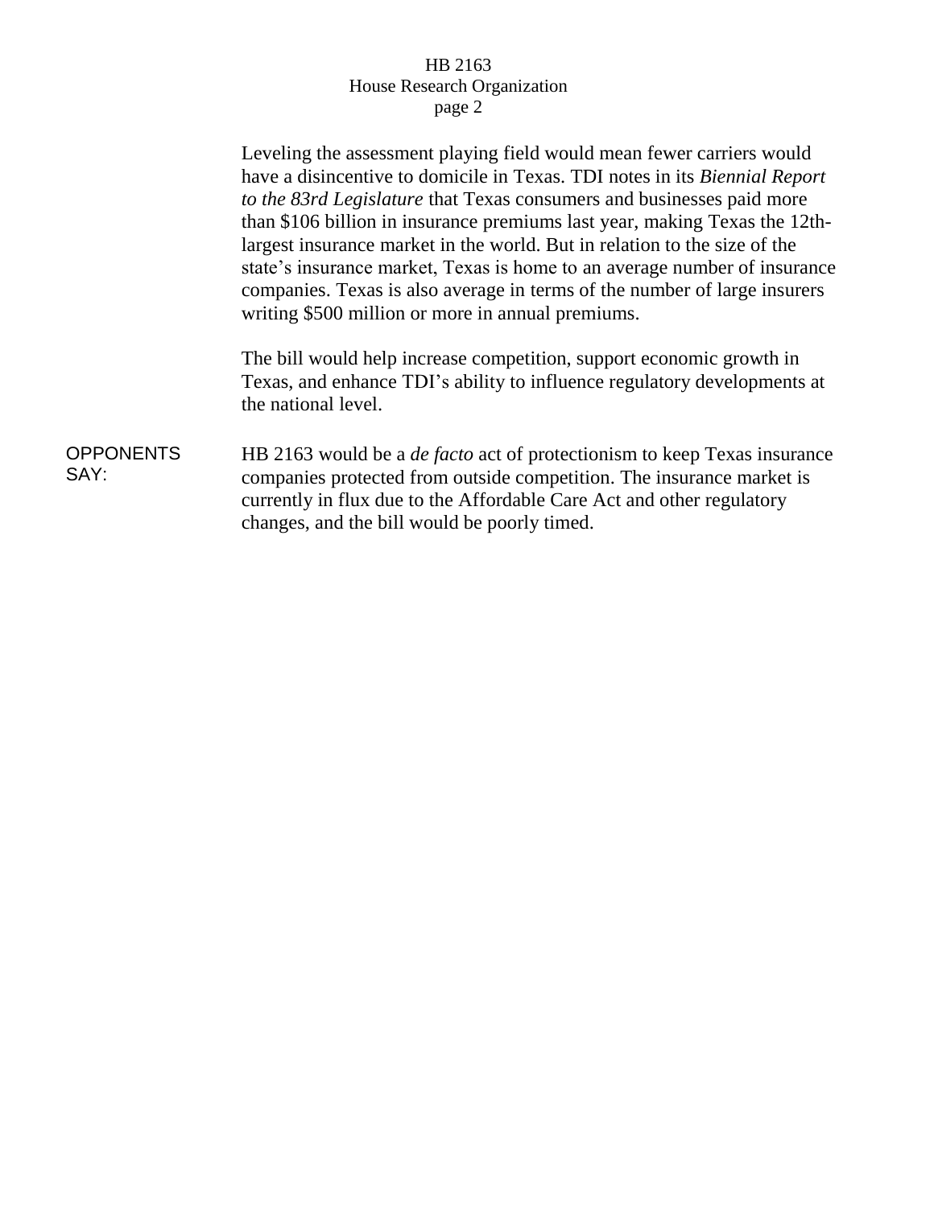Leveling the assessment playing field would mean fewer carriers would have a disincentive to domicile in Texas. TDI notes in its *Biennial Report to the 83rd Legislature* that Texas consumers and businesses paid more than $106 billion in insurance premiums last year, making Texas the 12th-largest insurance market in the world. But in relation to the size of the state's insurance market, Texas is home to an average number of insurance companies. Texas is also average in terms of the number of large insurers writing $500 million or more in annual premiums.

The bill would help increase competition, support economic growth in Texas, and enhance TDI's ability to influence regulatory developments at the national level.

OPPONENTS SAY: HB 2163 would be a *de facto* act of protectionism to keep Texas insurance companies protected from outside competition. The insurance market is currently in flux due to the Affordable Care Act and other regulatory changes, and the bill would be poorly timed.